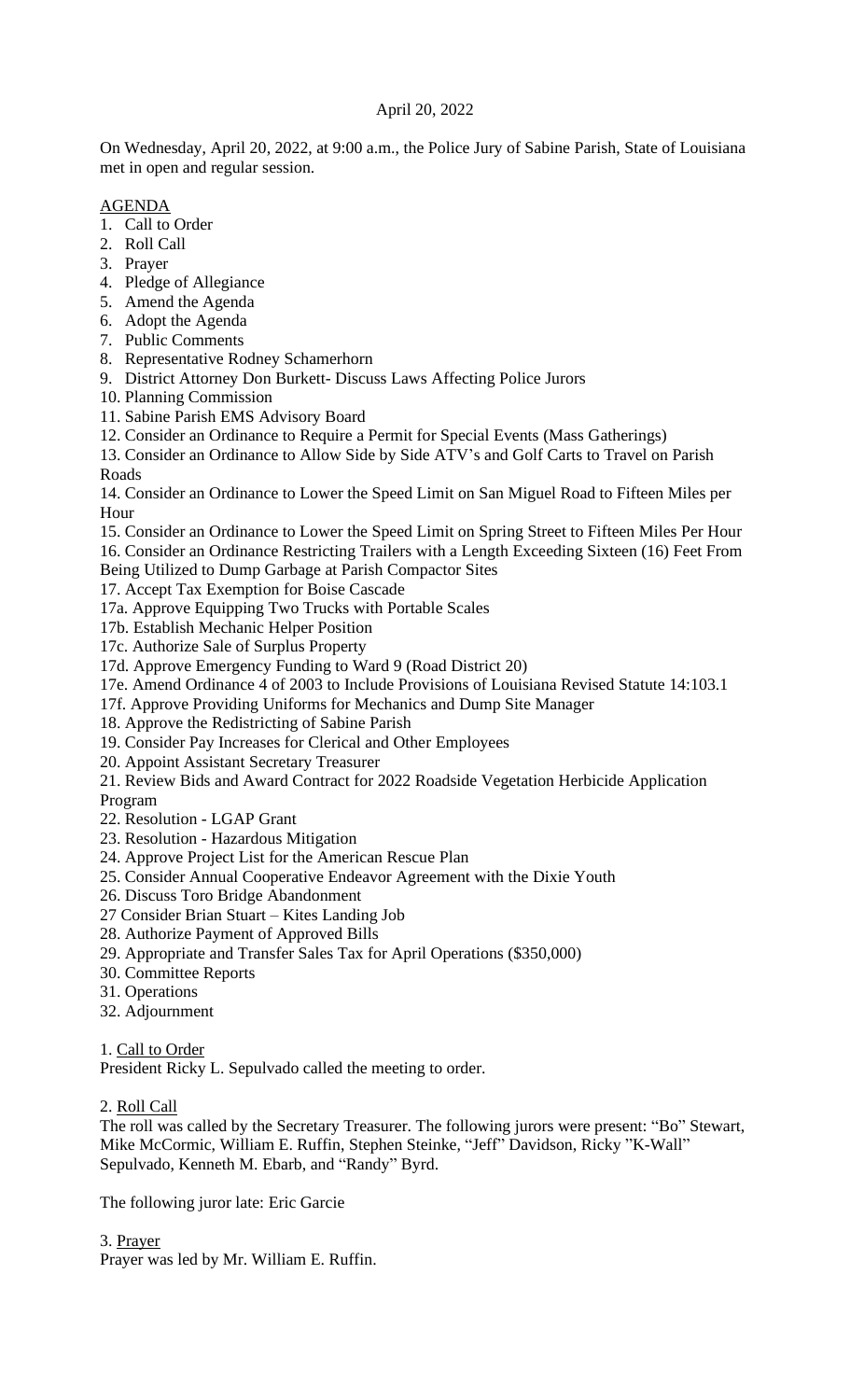April 20, 2022

On Wednesday, April 20, 2022, at 9:00 a.m., the Police Jury of Sabine Parish, State of Louisiana met in open and regular session.

AGENDA

1. Call to Order
2. Roll Call
3. Prayer
4. Pledge of Allegiance
5. Amend the Agenda
6. Adopt the Agenda
7. Public Comments
8. Representative Rodney Schamerhorn
9. District Attorney Don Burkett- Discuss Laws Affecting Police Jurors
10. Planning Commission
11. Sabine Parish EMS Advisory Board
12. Consider an Ordinance to Require a Permit for Special Events (Mass Gatherings)
13. Consider an Ordinance to Allow Side by Side ATV's and Golf Carts to Travel on Parish Roads
14. Consider an Ordinance to Lower the Speed Limit on San Miguel Road to Fifteen Miles per Hour
15. Consider an Ordinance to Lower the Speed Limit on Spring Street to Fifteen Miles Per Hour
16. Consider an Ordinance Restricting Trailers with a Length Exceeding Sixteen (16) Feet From Being Utilized to Dump Garbage at Parish Compactor Sites
17. Accept Tax Exemption for Boise Cascade

17a. Approve Equipping Two Trucks with Portable Scales

17b. Establish Mechanic Helper Position

17c. Authorize Sale of Surplus Property

17d. Approve Emergency Funding to Ward 9 (Road District 20)

17e. Amend Ordinance 4 of 2003 to Include Provisions of Louisiana Revised Statute 14:103.1

17f. Approve Providing Uniforms for Mechanics and Dump Site Manager

18. Approve the Redistricting of Sabine Parish
19. Consider Pay Increases for Clerical and Other Employees
20. Appoint Assistant Secretary Treasurer
21. Review Bids and Award Contract for 2022 Roadside Vegetation Herbicide Application Program
22. Resolution - LGAP Grant
23. Resolution - Hazardous Mitigation
24. Approve Project List for the American Rescue Plan
25. Consider Annual Cooperative Endeavor Agreement with the Dixie Youth
26. Discuss Toro Bridge Abandonment
27. Consider Brian Stuart – Kites Landing Job
28. Authorize Payment of Approved Bills
29. Appropriate and Transfer Sales Tax for April Operations ($350,000)
30. Committee Reports
31. Operations
32. Adjournment

1. Call to Order

President Ricky L. Sepulvado called the meeting to order.

2. Roll Call

The roll was called by the Secretary Treasurer. The following jurors were present: "Bo" Stewart, Mike McCormic, William E. Ruffin, Stephen Steinke, "Jeff" Davidson, Ricky "K-Wall" Sepulvado, Kenneth M. Ebarb, and "Randy" Byrd.

The following juror late: Eric Garcie

3. Prayer

Prayer was led by Mr. William E. Ruffin.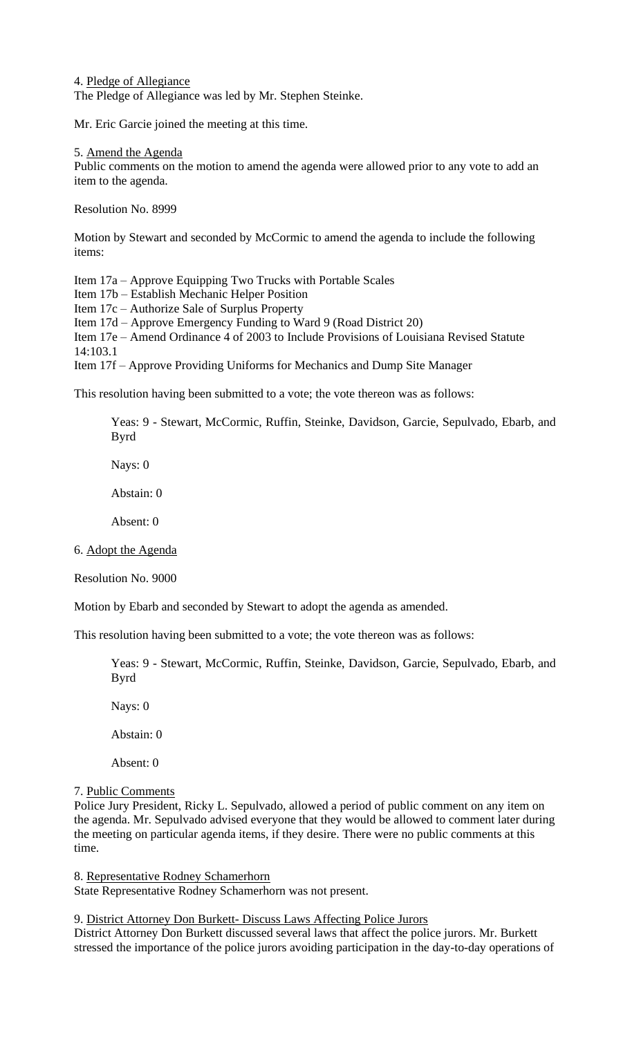4. Pledge of Allegiance
The Pledge of Allegiance was led by Mr. Stephen Steinke.

Mr. Eric Garcie joined the meeting at this time.

5. Amend the Agenda
Public comments on the motion to amend the agenda were allowed prior to any vote to add an item to the agenda.

Resolution No. 8999

Motion by Stewart and seconded by McCormic to amend the agenda to include the following items:

Item 17a – Approve Equipping Two Trucks with Portable Scales
Item 17b – Establish Mechanic Helper Position
Item 17c – Authorize Sale of Surplus Property
Item 17d – Approve Emergency Funding to Ward 9 (Road District 20)
Item 17e – Amend Ordinance 4 of 2003 to Include Provisions of Louisiana Revised Statute 14:103.1
Item 17f – Approve Providing Uniforms for Mechanics and Dump Site Manager

This resolution having been submitted to a vote; the vote thereon was as follows:

> Yeas: 9 - Stewart, McCormic, Ruffin, Steinke, Davidson, Garcie, Sepulvado, Ebarb, and Byrd
>
> Nays: 0
>
> Abstain: 0
>
> Absent: 0

6. Adopt the Agenda

Resolution No. 9000

Motion by Ebarb and seconded by Stewart to adopt the agenda as amended.

This resolution having been submitted to a vote; the vote thereon was as follows:

> Yeas: 9 - Stewart, McCormic, Ruffin, Steinke, Davidson, Garcie, Sepulvado, Ebarb, and Byrd
>
> Nays: 0
>
> Abstain: 0
>
> Absent: 0

7. Public Comments
Police Jury President, Ricky L. Sepulvado, allowed a period of public comment on any item on the agenda. Mr. Sepulvado advised everyone that they would be allowed to comment later during the meeting on particular agenda items, if they desire. There were no public comments at this time.

8. Representative Rodney Schamerhorn
State Representative Rodney Schamerhorn was not present.

9. District Attorney Don Burkett- Discuss Laws Affecting Police Jurors
District Attorney Don Burkett discussed several laws that affect the police jurors. Mr. Burkett stressed the importance of the police jurors avoiding participation in the day-to-day operations of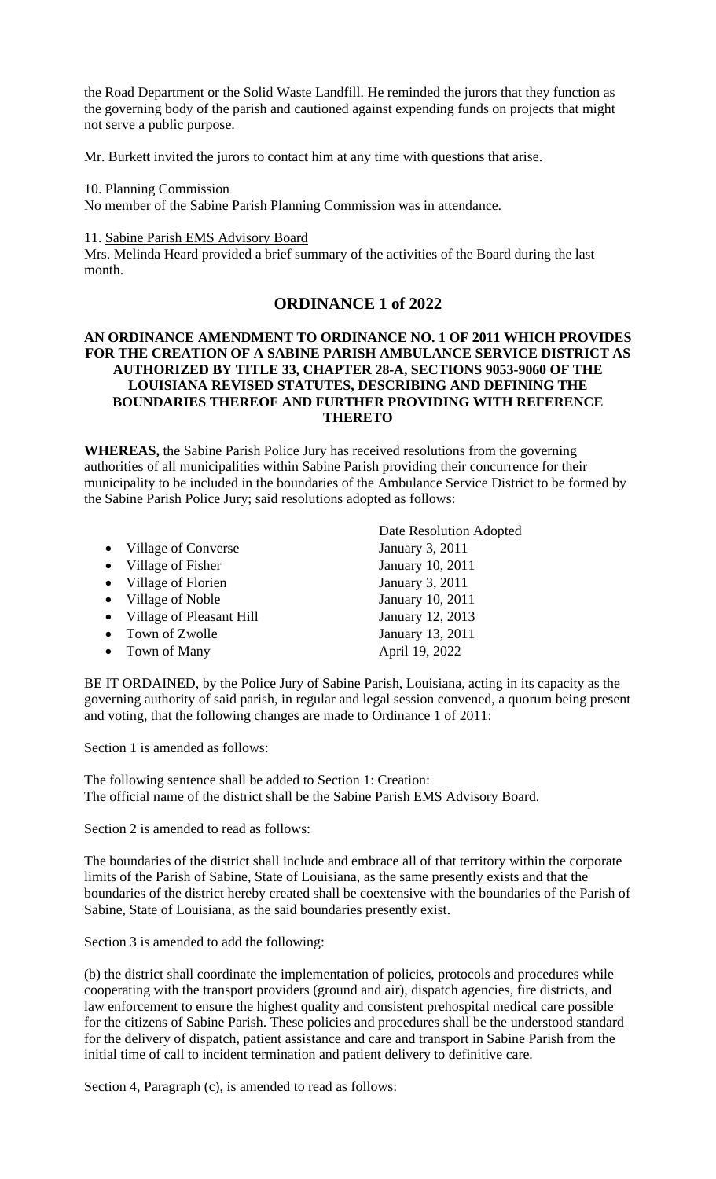the Road Department or the Solid Waste Landfill. He reminded the jurors that they function as the governing body of the parish and cautioned against expending funds on projects that might not serve a public purpose.

Mr. Burkett invited the jurors to contact him at any time with questions that arise.

10. Planning Commission

No member of the Sabine Parish Planning Commission was in attendance.

11. Sabine Parish EMS Advisory Board

Mrs. Melinda Heard provided a brief summary of the activities of the Board during the last month.

## ORDINANCE 1 of 2022

**AN ORDINANCE AMENDMENT TO ORDINANCE NO. 1 OF 2011 WHICH PROVIDES FOR THE CREATION OF A SABINE PARISH AMBULANCE SERVICE DISTRICT AS AUTHORIZED BY TITLE 33, CHAPTER 28-A, SECTIONS 9053-9060 OF THE LOUISIANA REVISED STATUTES, DESCRIBING AND DEFINING THE BOUNDARIES THEREOF AND FURTHER PROVIDING WITH REFERENCE THERETO**

**WHEREAS,** the Sabine Parish Police Jury has received resolutions from the governing authorities of all municipalities within Sabine Parish providing their concurrence for their municipality to be included in the boundaries of the Ambulance Service District to be formed by the Sabine Parish Police Jury; said resolutions adopted as follows:

| | Date Resolution Adopted |
|---|---|
| • Village of Converse | January 3, 2011 |
| • Village of Fisher | January 10, 2011 |
| • Village of Florien | January 3, 2011 |
| • Village of Noble | January 10, 2011 |
| • Village of Pleasant Hill | January 12, 2013 |
| • Town of Zwolle | January 13, 2011 |
| • Town of Many | April 19, 2022 |

BE IT ORDAINED, by the Police Jury of Sabine Parish, Louisiana, acting in its capacity as the governing authority of said parish, in regular and legal session convened, a quorum being present and voting, that the following changes are made to Ordinance 1 of 2011:

Section 1 is amended as follows:

The following sentence shall be added to Section 1: Creation:
The official name of the district shall be the Sabine Parish EMS Advisory Board.

Section 2 is amended to read as follows:

The boundaries of the district shall include and embrace all of that territory within the corporate limits of the Parish of Sabine, State of Louisiana, as the same presently exists and that the boundaries of the district hereby created shall be coextensive with the boundaries of the Parish of Sabine, State of Louisiana, as the said boundaries presently exist.

Section 3 is amended to add the following:

(b) the district shall coordinate the implementation of policies, protocols and procedures while cooperating with the transport providers (ground and air), dispatch agencies, fire districts, and law enforcement to ensure the highest quality and consistent prehospital medical care possible for the citizens of Sabine Parish. These policies and procedures shall be the understood standard for the delivery of dispatch, patient assistance and care and transport in Sabine Parish from the initial time of call to incident termination and patient delivery to definitive care.

Section 4, Paragraph (c), is amended to read as follows: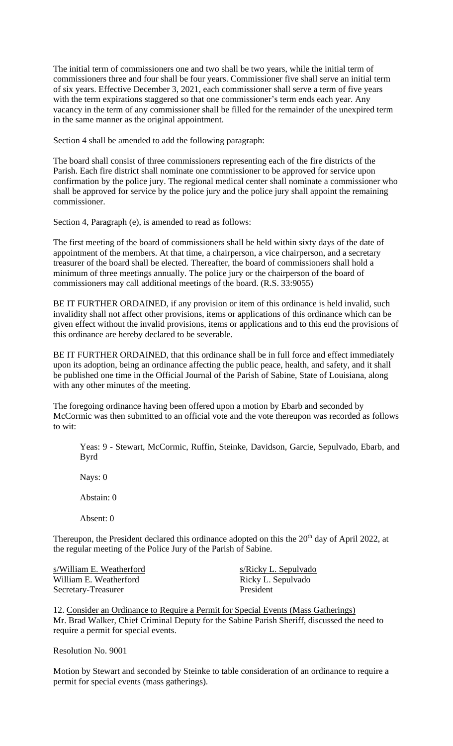The initial term of commissioners one and two shall be two years, while the initial term of commissioners three and four shall be four years. Commissioner five shall serve an initial term of six years. Effective December 3, 2021, each commissioner shall serve a term of five years with the term expirations staggered so that one commissioner's term ends each year. Any vacancy in the term of any commissioner shall be filled for the remainder of the unexpired term in the same manner as the original appointment.

Section 4 shall be amended to add the following paragraph:

The board shall consist of three commissioners representing each of the fire districts of the Parish. Each fire district shall nominate one commissioner to be approved for service upon confirmation by the police jury. The regional medical center shall nominate a commissioner who shall be approved for service by the police jury and the police jury shall appoint the remaining commissioner.

Section 4, Paragraph (e), is amended to read as follows:

The first meeting of the board of commissioners shall be held within sixty days of the date of appointment of the members. At that time, a chairperson, a vice chairperson, and a secretary treasurer of the board shall be elected. Thereafter, the board of commissioners shall hold a minimum of three meetings annually. The police jury or the chairperson of the board of commissioners may call additional meetings of the board. (R.S. 33:9055)

BE IT FURTHER ORDAINED, if any provision or item of this ordinance is held invalid, such invalidity shall not affect other provisions, items or applications of this ordinance which can be given effect without the invalid provisions, items or applications and to this end the provisions of this ordinance are hereby declared to be severable.

BE IT FURTHER ORDAINED, that this ordinance shall be in full force and effect immediately upon its adoption, being an ordinance affecting the public peace, health, and safety, and it shall be published one time in the Official Journal of the Parish of Sabine, State of Louisiana, along with any other minutes of the meeting.

The foregoing ordinance having been offered upon a motion by Ebarb and seconded by McCormic was then submitted to an official vote and the vote thereupon was recorded as follows to wit:

Yeas: 9 - Stewart, McCormic, Ruffin, Steinke, Davidson, Garcie, Sepulvado, Ebarb, and Byrd

Nays: 0

Abstain: 0

Absent: 0

Thereupon, the President declared this ordinance adopted on this the 20th day of April 2022, at the regular meeting of the Police Jury of the Parish of Sabine.

| | |
|---|---|
| s/William E. Weatherford | s/Ricky L. Sepulvado |
| William E. Weatherford | Ricky L. Sepulvado |
| Secretary-Treasurer | President |

12. Consider an Ordinance to Require a Permit for Special Events (Mass Gatherings)
Mr. Brad Walker, Chief Criminal Deputy for the Sabine Parish Sheriff, discussed the need to require a permit for special events.

Resolution No. 9001

Motion by Stewart and seconded by Steinke to table consideration of an ordinance to require a permit for special events (mass gatherings).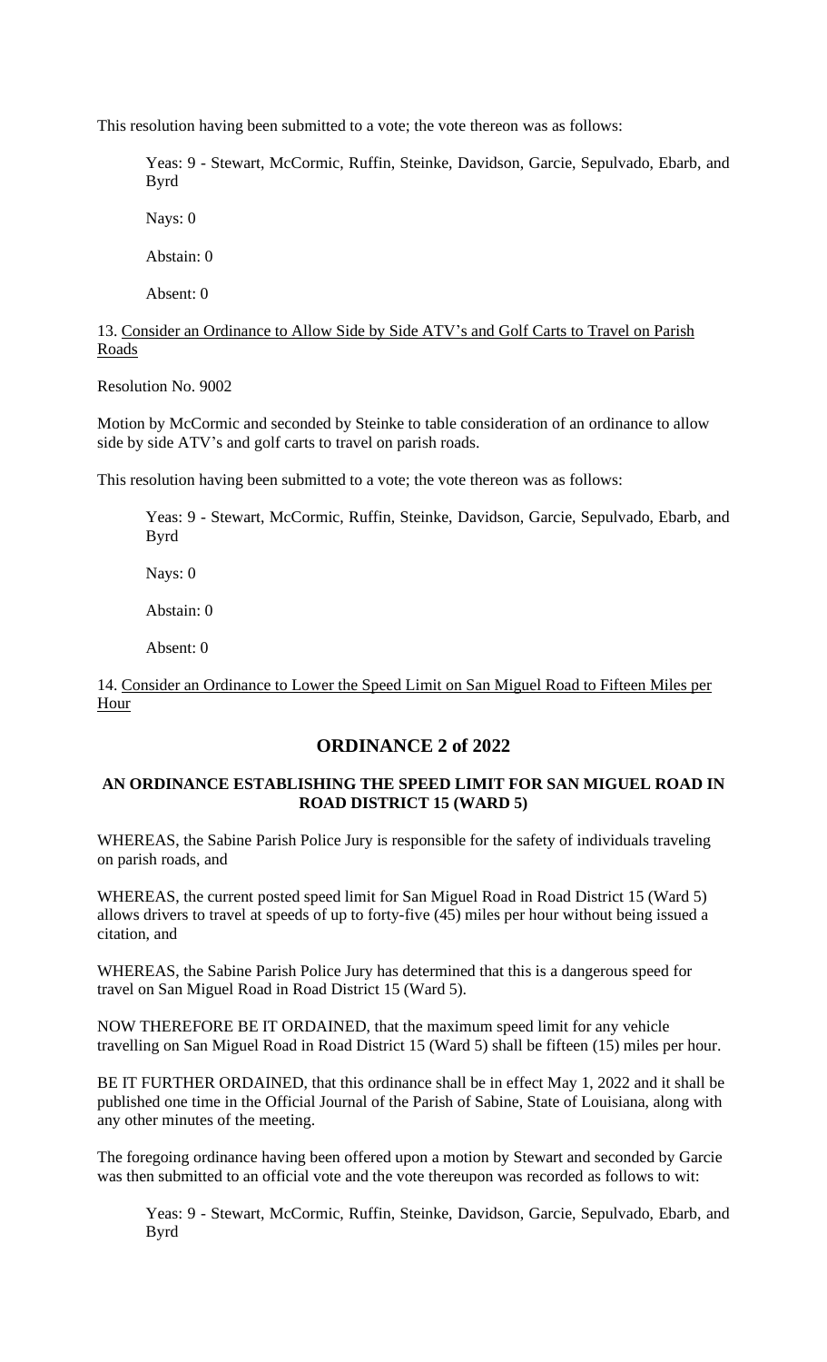This resolution having been submitted to a vote; the vote thereon was as follows:

Yeas: 9 - Stewart, McCormic, Ruffin, Steinke, Davidson, Garcie, Sepulvado, Ebarb, and Byrd

Nays: 0

Abstain: 0

Absent: 0

13. Consider an Ordinance to Allow Side by Side ATV's and Golf Carts to Travel on Parish Roads

Resolution No. 9002

Motion by McCormic and seconded by Steinke to table consideration of an ordinance to allow side by side ATV's and golf carts to travel on parish roads.

This resolution having been submitted to a vote; the vote thereon was as follows:

Yeas: 9 - Stewart, McCormic, Ruffin, Steinke, Davidson, Garcie, Sepulvado, Ebarb, and Byrd

Nays: 0

Abstain: 0

Absent: 0

14. Consider an Ordinance to Lower the Speed Limit on San Miguel Road to Fifteen Miles per Hour

## ORDINANCE 2 of 2022

### AN ORDINANCE ESTABLISHING THE SPEED LIMIT FOR SAN MIGUEL ROAD IN ROAD DISTRICT 15 (WARD 5)

WHEREAS, the Sabine Parish Police Jury is responsible for the safety of individuals traveling on parish roads, and

WHEREAS, the current posted speed limit for San Miguel Road in Road District 15 (Ward 5) allows drivers to travel at speeds of up to forty-five (45) miles per hour without being issued a citation, and

WHEREAS, the Sabine Parish Police Jury has determined that this is a dangerous speed for travel on San Miguel Road in Road District 15 (Ward 5).

NOW THEREFORE BE IT ORDAINED, that the maximum speed limit for any vehicle travelling on San Miguel Road in Road District 15 (Ward 5) shall be fifteen (15) miles per hour.

BE IT FURTHER ORDAINED, that this ordinance shall be in effect May 1, 2022 and it shall be published one time in the Official Journal of the Parish of Sabine, State of Louisiana, along with any other minutes of the meeting.

The foregoing ordinance having been offered upon a motion by Stewart and seconded by Garcie was then submitted to an official vote and the vote thereupon was recorded as follows to wit:

Yeas: 9 - Stewart, McCormic, Ruffin, Steinke, Davidson, Garcie, Sepulvado, Ebarb, and Byrd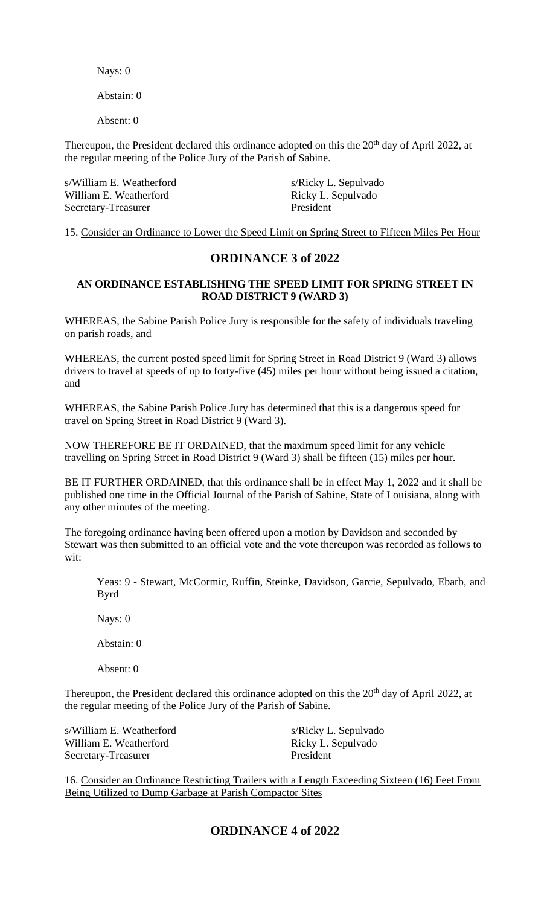Nays: 0

Abstain: 0

Absent: 0

Thereupon, the President declared this ordinance adopted on this the 20th day of April 2022, at the regular meeting of the Police Jury of the Parish of Sabine.

| | |
|---|---|
| s/William E. Weatherford | s/Ricky L. Sepulvado |
| William E. Weatherford | Ricky L. Sepulvado |
| Secretary-Treasurer | President |

15. Consider an Ordinance to Lower the Speed Limit on Spring Street to Fifteen Miles Per Hour

## ORDINANCE 3 of 2022

**AN ORDINANCE ESTABLISHING THE SPEED LIMIT FOR SPRING STREET IN ROAD DISTRICT 9 (WARD 3)**

WHEREAS, the Sabine Parish Police Jury is responsible for the safety of individuals traveling on parish roads, and

WHEREAS, the current posted speed limit for Spring Street in Road District 9 (Ward 3) allows drivers to travel at speeds of up to forty-five (45) miles per hour without being issued a citation, and

WHEREAS, the Sabine Parish Police Jury has determined that this is a dangerous speed for travel on Spring Street in Road District 9 (Ward 3).

NOW THEREFORE BE IT ORDAINED, that the maximum speed limit for any vehicle travelling on Spring Street in Road District 9 (Ward 3) shall be fifteen (15) miles per hour.

BE IT FURTHER ORDAINED, that this ordinance shall be in effect May 1, 2022 and it shall be published one time in the Official Journal of the Parish of Sabine, State of Louisiana, along with any other minutes of the meeting.

The foregoing ordinance having been offered upon a motion by Davidson and seconded by Stewart was then submitted to an official vote and the vote thereupon was recorded as follows to wit:

Yeas: 9 - Stewart, McCormic, Ruffin, Steinke, Davidson, Garcie, Sepulvado, Ebarb, and Byrd

Nays: 0

Abstain: 0

Absent: 0

Thereupon, the President declared this ordinance adopted on this the 20th day of April 2022, at the regular meeting of the Police Jury of the Parish of Sabine.

| | |
|---|---|
| s/William E. Weatherford | s/Ricky L. Sepulvado |
| William E. Weatherford | Ricky L. Sepulvado |
| Secretary-Treasurer | President |

16. Consider an Ordinance Restricting Trailers with a Length Exceeding Sixteen (16) Feet From Being Utilized to Dump Garbage at Parish Compactor Sites

## ORDINANCE 4 of 2022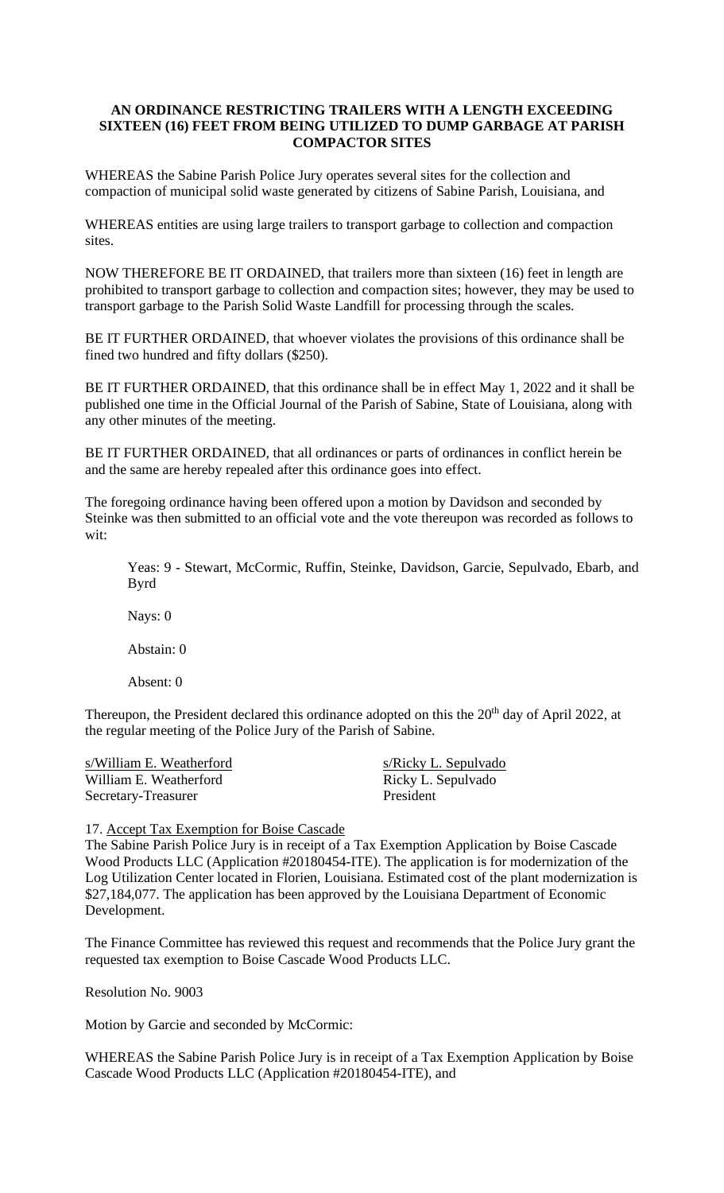**AN ORDINANCE RESTRICTING TRAILERS WITH A LENGTH EXCEEDING SIXTEEN (16) FEET FROM BEING UTILIZED TO DUMP GARBAGE AT PARISH COMPACTOR SITES**

WHEREAS the Sabine Parish Police Jury operates several sites for the collection and compaction of municipal solid waste generated by citizens of Sabine Parish, Louisiana, and

WHEREAS entities are using large trailers to transport garbage to collection and compaction sites.

NOW THEREFORE BE IT ORDAINED, that trailers more than sixteen (16) feet in length are prohibited to transport garbage to collection and compaction sites; however, they may be used to transport garbage to the Parish Solid Waste Landfill for processing through the scales.

BE IT FURTHER ORDAINED, that whoever violates the provisions of this ordinance shall be fined two hundred and fifty dollars ($250).

BE IT FURTHER ORDAINED, that this ordinance shall be in effect May 1, 2022 and it shall be published one time in the Official Journal of the Parish of Sabine, State of Louisiana, along with any other minutes of the meeting.

BE IT FURTHER ORDAINED, that all ordinances or parts of ordinances in conflict herein be and the same are hereby repealed after this ordinance goes into effect.

The foregoing ordinance having been offered upon a motion by Davidson and seconded by Steinke was then submitted to an official vote and the vote thereupon was recorded as follows to wit:

Yeas: 9 - Stewart, McCormic, Ruffin, Steinke, Davidson, Garcie, Sepulvado, Ebarb, and Byrd

Nays: 0

Abstain: 0

Absent: 0

Thereupon, the President declared this ordinance adopted on this the 20th day of April 2022, at the regular meeting of the Police Jury of the Parish of Sabine.

| | |
|---|---|
| s/William E. Weatherford | s/Ricky L. Sepulvado |
| William E. Weatherford | Ricky L. Sepulvado |
| Secretary-Treasurer | President |

17. Accept Tax Exemption for Boise Cascade

The Sabine Parish Police Jury is in receipt of a Tax Exemption Application by Boise Cascade Wood Products LLC (Application #20180454-ITE). The application is for modernization of the Log Utilization Center located in Florien, Louisiana. Estimated cost of the plant modernization is $27,184,077. The application has been approved by the Louisiana Department of Economic Development.

The Finance Committee has reviewed this request and recommends that the Police Jury grant the requested tax exemption to Boise Cascade Wood Products LLC.

Resolution No. 9003

Motion by Garcie and seconded by McCormic:

WHEREAS the Sabine Parish Police Jury is in receipt of a Tax Exemption Application by Boise Cascade Wood Products LLC (Application #20180454-ITE), and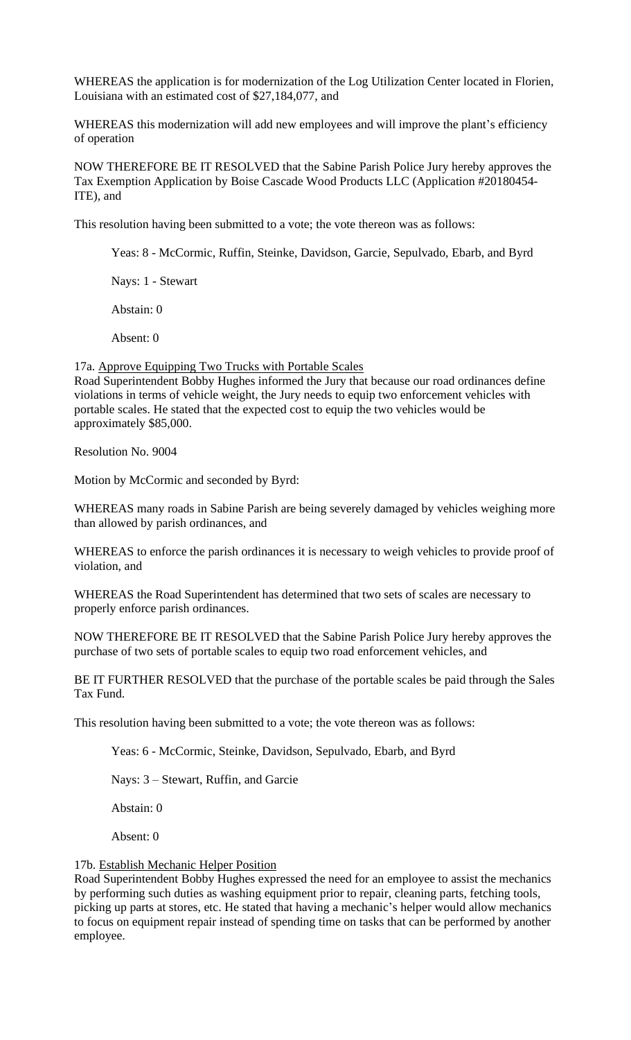WHEREAS the application is for modernization of the Log Utilization Center located in Florien, Louisiana with an estimated cost of $27,184,077, and

WHEREAS this modernization will add new employees and will improve the plant's efficiency of operation

NOW THEREFORE BE IT RESOLVED that the Sabine Parish Police Jury hereby approves the Tax Exemption Application by Boise Cascade Wood Products LLC (Application #20180454-ITE), and

This resolution having been submitted to a vote; the vote thereon was as follows:

Yeas: 8 - McCormic, Ruffin, Steinke, Davidson, Garcie, Sepulvado, Ebarb, and Byrd

Nays: 1 - Stewart

Abstain: 0

Absent: 0

17a. Approve Equipping Two Trucks with Portable Scales

Road Superintendent Bobby Hughes informed the Jury that because our road ordinances define violations in terms of vehicle weight, the Jury needs to equip two enforcement vehicles with portable scales. He stated that the expected cost to equip the two vehicles would be approximately $85,000.

Resolution No. 9004

Motion by McCormic and seconded by Byrd:

WHEREAS many roads in Sabine Parish are being severely damaged by vehicles weighing more than allowed by parish ordinances, and

WHEREAS to enforce the parish ordinances it is necessary to weigh vehicles to provide proof of violation, and

WHEREAS the Road Superintendent has determined that two sets of scales are necessary to properly enforce parish ordinances.

NOW THEREFORE BE IT RESOLVED that the Sabine Parish Police Jury hereby approves the purchase of two sets of portable scales to equip two road enforcement vehicles, and

BE IT FURTHER RESOLVED that the purchase of the portable scales be paid through the Sales Tax Fund.

This resolution having been submitted to a vote; the vote thereon was as follows:

Yeas: 6 - McCormic, Steinke, Davidson, Sepulvado, Ebarb, and Byrd

Nays: 3 – Stewart, Ruffin, and Garcie

Abstain: 0

Absent: 0

17b. Establish Mechanic Helper Position

Road Superintendent Bobby Hughes expressed the need for an employee to assist the mechanics by performing such duties as washing equipment prior to repair, cleaning parts, fetching tools, picking up parts at stores, etc. He stated that having a mechanic's helper would allow mechanics to focus on equipment repair instead of spending time on tasks that can be performed by another employee.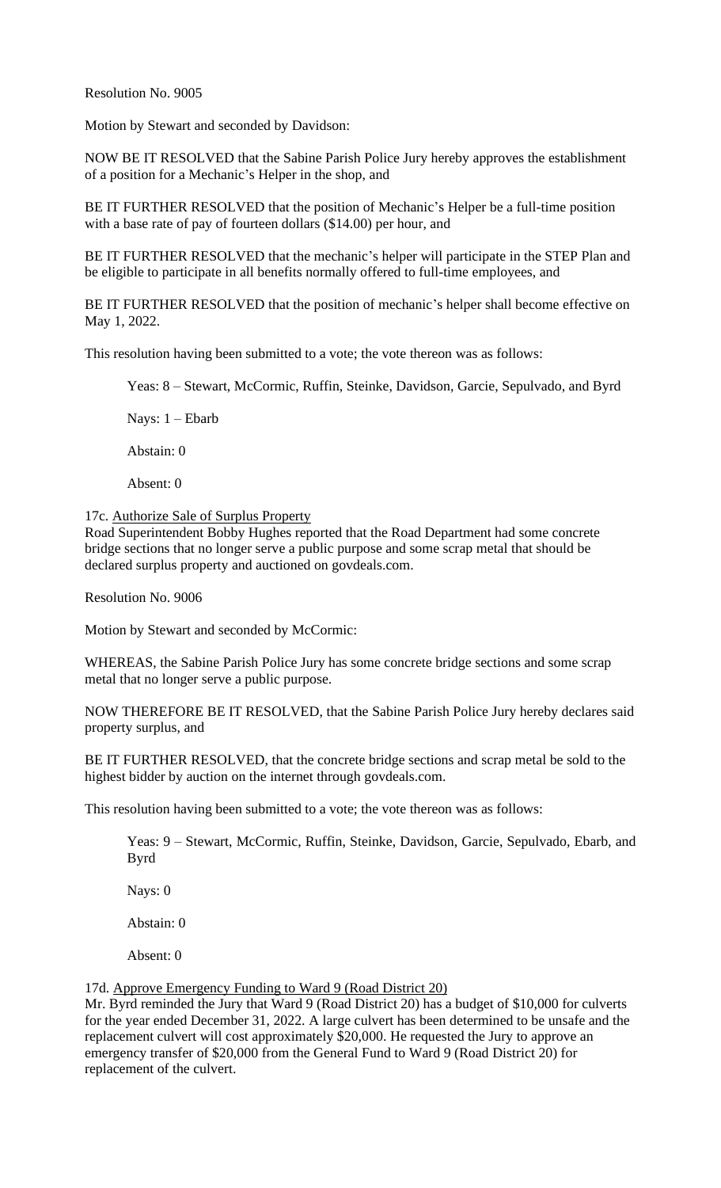Resolution No. 9005

Motion by Stewart and seconded by Davidson:

NOW BE IT RESOLVED that the Sabine Parish Police Jury hereby approves the establishment of a position for a Mechanic's Helper in the shop, and

BE IT FURTHER RESOLVED that the position of Mechanic's Helper be a full-time position with a base rate of pay of fourteen dollars ($14.00) per hour, and

BE IT FURTHER RESOLVED that the mechanic's helper will participate in the STEP Plan and be eligible to participate in all benefits normally offered to full-time employees, and

BE IT FURTHER RESOLVED that the position of mechanic's helper shall become effective on May 1, 2022.

This resolution having been submitted to a vote; the vote thereon was as follows:

> Yeas: 8 – Stewart, McCormic, Ruffin, Steinke, Davidson, Garcie, Sepulvado, and Byrd
>
> Nays: 1 – Ebarb
>
> Abstain: 0
>
> Absent: 0

17c. Authorize Sale of Surplus Property

Road Superintendent Bobby Hughes reported that the Road Department had some concrete bridge sections that no longer serve a public purpose and some scrap metal that should be declared surplus property and auctioned on govdeals.com.

Resolution No. 9006

Motion by Stewart and seconded by McCormic:

WHEREAS, the Sabine Parish Police Jury has some concrete bridge sections and some scrap metal that no longer serve a public purpose.

NOW THEREFORE BE IT RESOLVED, that the Sabine Parish Police Jury hereby declares said property surplus, and

BE IT FURTHER RESOLVED, that the concrete bridge sections and scrap metal be sold to the highest bidder by auction on the internet through govdeals.com.

This resolution having been submitted to a vote; the vote thereon was as follows:

> Yeas: 9 – Stewart, McCormic, Ruffin, Steinke, Davidson, Garcie, Sepulvado, Ebarb, and Byrd
>
> Nays: 0
>
> Abstain: 0
>
> Absent: 0

17d. Approve Emergency Funding to Ward 9 (Road District 20)

Mr. Byrd reminded the Jury that Ward 9 (Road District 20) has a budget of $10,000 for culverts for the year ended December 31, 2022. A large culvert has been determined to be unsafe and the replacement culvert will cost approximately $20,000. He requested the Jury to approve an emergency transfer of $20,000 from the General Fund to Ward 9 (Road District 20) for replacement of the culvert.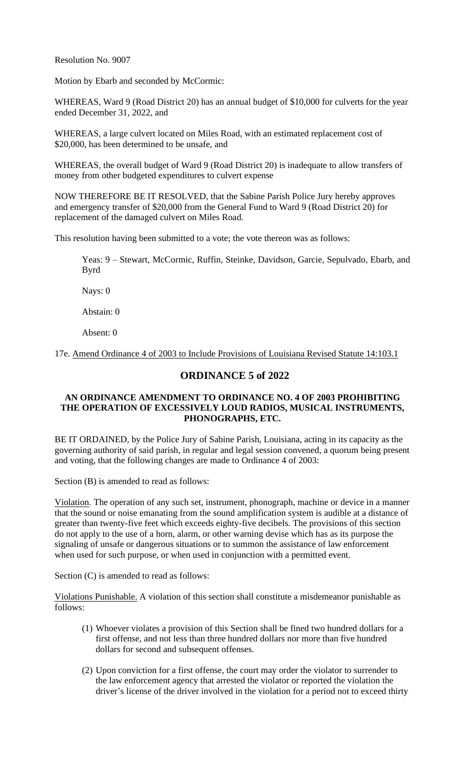Resolution No. 9007

Motion by Ebarb and seconded by McCormic:

WHEREAS, Ward 9 (Road District 20) has an annual budget of $10,000 for culverts for the year ended December 31, 2022, and

WHEREAS, a large culvert located on Miles Road, with an estimated replacement cost of $20,000, has been determined to be unsafe, and

WHEREAS, the overall budget of Ward 9 (Road District 20) is inadequate to allow transfers of money from other budgeted expenditures to culvert expense

NOW THEREFORE BE IT RESOLVED, that the Sabine Parish Police Jury hereby approves and emergency transfer of $20,000 from the General Fund to Ward 9 (Road District 20) for replacement of the damaged culvert on Miles Road.

This resolution having been submitted to a vote; the vote thereon was as follows:

Yeas: 9 – Stewart, McCormic, Ruffin, Steinke, Davidson, Garcie, Sepulvado, Ebarb, and Byrd

Nays: 0

Abstain: 0

Absent: 0

17e. Amend Ordinance 4 of 2003 to Include Provisions of Louisiana Revised Statute 14:103.1

## ORDINANCE 5 of 2022

**AN ORDINANCE AMENDMENT TO ORDINANCE NO. 4 OF 2003 PROHIBITING THE OPERATION OF EXCESSIVELY LOUD RADIOS, MUSICAL INSTRUMENTS, PHONOGRAPHS, ETC.**

BE IT ORDAINED, by the Police Jury of Sabine Parish, Louisiana, acting in its capacity as the governing authority of said parish, in regular and legal session convened, a quorum being present and voting, that the following changes are made to Ordinance 4 of 2003:

Section (B) is amended to read as follows:

Violation. The operation of any such set, instrument, phonograph, machine or device in a manner that the sound or noise emanating from the sound amplification system is audible at a distance of greater than twenty-five feet which exceeds eighty-five decibels. The provisions of this section do not apply to the use of a horn, alarm, or other warning devise which has as its purpose the signaling of unsafe or dangerous situations or to summon the assistance of law enforcement when used for such purpose, or when used in conjunction with a permitted event.

Section (C) is amended to read as follows:

Violations Punishable. A violation of this section shall constitute a misdemeanor punishable as follows:

(1) Whoever violates a provision of this Section shall be fined two hundred dollars for a first offense, and not less than three hundred dollars nor more than five hundred dollars for second and subsequent offenses.

(2) Upon conviction for a first offense, the court may order the violator to surrender to the law enforcement agency that arrested the violator or reported the violation the driver's license of the driver involved in the violation for a period not to exceed thirty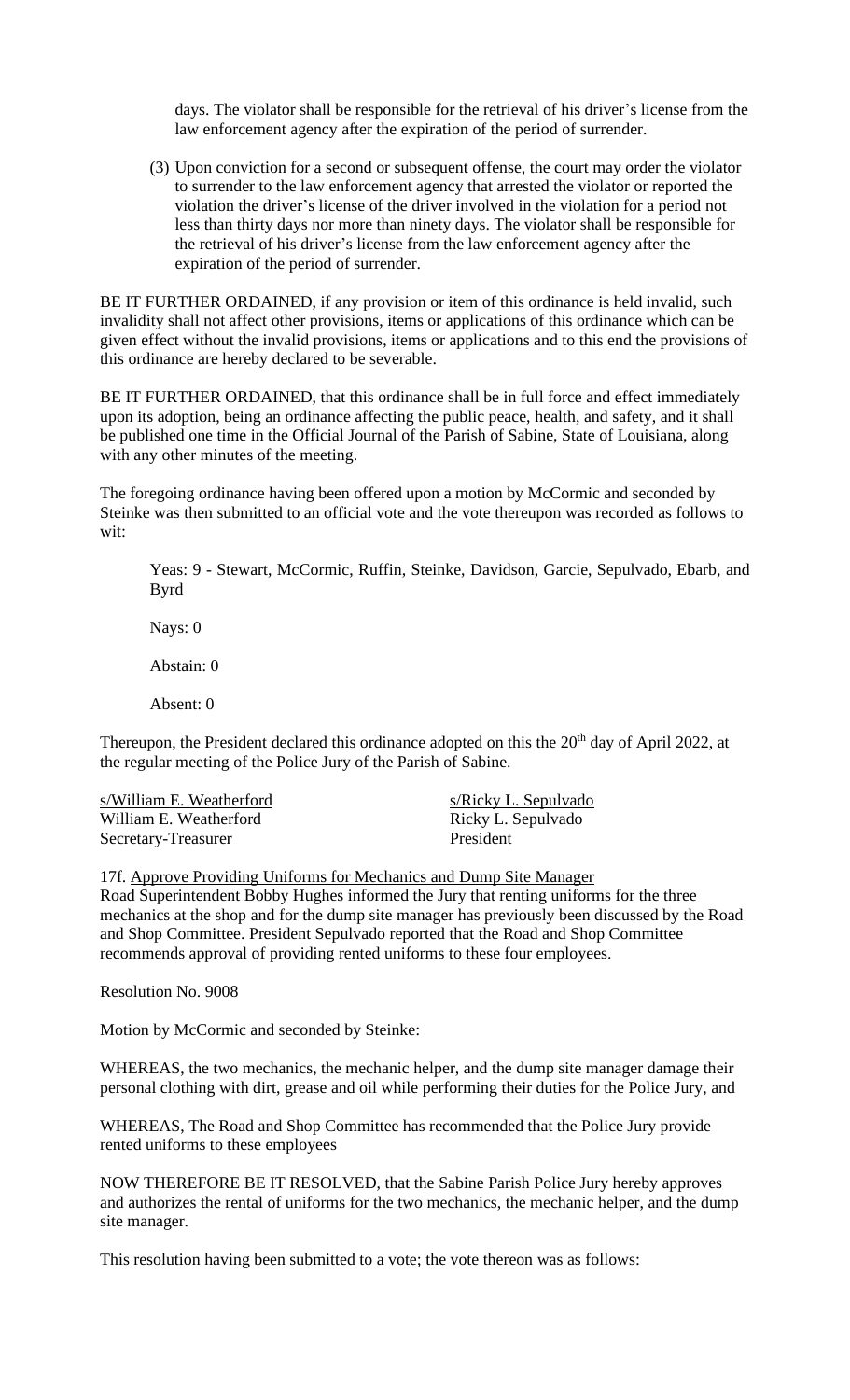days. The violator shall be responsible for the retrieval of his driver's license from the law enforcement agency after the expiration of the period of surrender.

(3) Upon conviction for a second or subsequent offense, the court may order the violator to surrender to the law enforcement agency that arrested the violator or reported the violation the driver's license of the driver involved in the violation for a period not less than thirty days nor more than ninety days. The violator shall be responsible for the retrieval of his driver's license from the law enforcement agency after the expiration of the period of surrender.

BE IT FURTHER ORDAINED, if any provision or item of this ordinance is held invalid, such invalidity shall not affect other provisions, items or applications of this ordinance which can be given effect without the invalid provisions, items or applications and to this end the provisions of this ordinance are hereby declared to be severable.

BE IT FURTHER ORDAINED, that this ordinance shall be in full force and effect immediately upon its adoption, being an ordinance affecting the public peace, health, and safety, and it shall be published one time in the Official Journal of the Parish of Sabine, State of Louisiana, along with any other minutes of the meeting.

The foregoing ordinance having been offered upon a motion by McCormic and seconded by Steinke was then submitted to an official vote and the vote thereupon was recorded as follows to wit:

Yeas: 9 - Stewart, McCormic, Ruffin, Steinke, Davidson, Garcie, Sepulvado, Ebarb, and Byrd

Nays: 0

Abstain: 0

Absent: 0

Thereupon, the President declared this ordinance adopted on this the 20th day of April 2022, at the regular meeting of the Police Jury of the Parish of Sabine.

| | |
|---|---|
| s/William E. Weatherford | s/Ricky L. Sepulvado |
| William E. Weatherford | Ricky L. Sepulvado |
| Secretary-Treasurer | President |

17f. Approve Providing Uniforms for Mechanics and Dump Site Manager
Road Superintendent Bobby Hughes informed the Jury that renting uniforms for the three mechanics at the shop and for the dump site manager has previously been discussed by the Road and Shop Committee. President Sepulvado reported that the Road and Shop Committee recommends approval of providing rented uniforms to these four employees.

Resolution No. 9008

Motion by McCormic and seconded by Steinke:

WHEREAS, the two mechanics, the mechanic helper, and the dump site manager damage their personal clothing with dirt, grease and oil while performing their duties for the Police Jury, and

WHEREAS, The Road and Shop Committee has recommended that the Police Jury provide rented uniforms to these employees

NOW THEREFORE BE IT RESOLVED, that the Sabine Parish Police Jury hereby approves and authorizes the rental of uniforms for the two mechanics, the mechanic helper, and the dump site manager.

This resolution having been submitted to a vote; the vote thereon was as follows: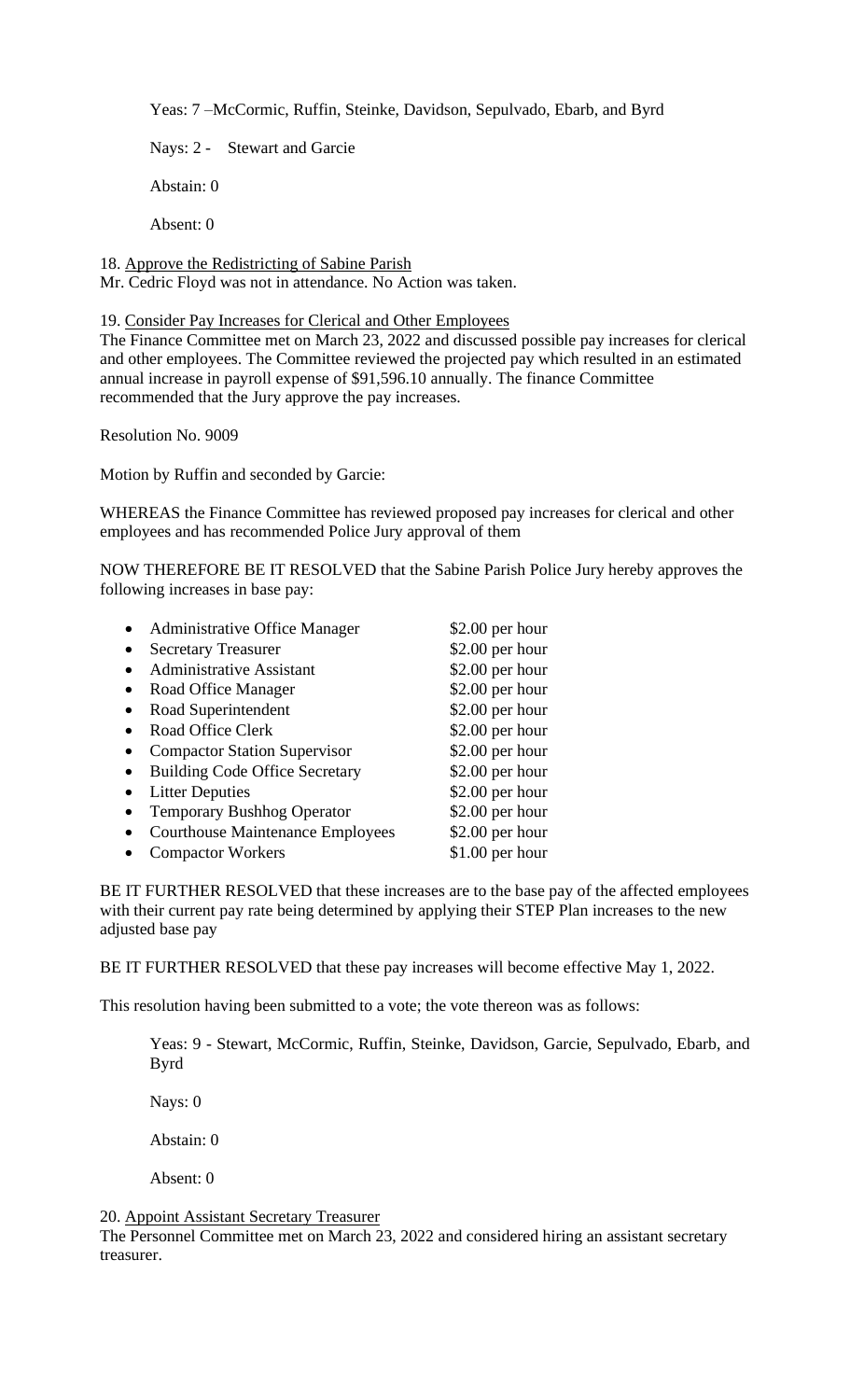Yeas: 7 –McCormic, Ruffin, Steinke, Davidson, Sepulvado, Ebarb, and Byrd

Nays: 2 - Stewart and Garcie

Abstain: 0

Absent: 0

18. <u>Approve the Redistricting of Sabine Parish</u>
Mr. Cedric Floyd was not in attendance. No Action was taken.

19. <u>Consider Pay Increases for Clerical and Other Employees</u>
The Finance Committee met on March 23, 2022 and discussed possible pay increases for clerical and other employees. The Committee reviewed the projected pay which resulted in an estimated annual increase in payroll expense of $91,596.10 annually. The finance Committee recommended that the Jury approve the pay increases.

Resolution No. 9009

Motion by Ruffin and seconded by Garcie:

WHEREAS the Finance Committee has reviewed proposed pay increases for clerical and other employees and has recommended Police Jury approval of them

NOW THEREFORE BE IT RESOLVED that the Sabine Parish Police Jury hereby approves the following increases in base pay:

- Administrative Office Manager $2.00 per hour
- Secretary Treasurer $2.00 per hour
- Administrative Assistant $2.00 per hour
- Road Office Manager $2.00 per hour
- Road Superintendent $2.00 per hour
- Road Office Clerk $2.00 per hour
- Compactor Station Supervisor $2.00 per hour
- Building Code Office Secretary $2.00 per hour
- Litter Deputies $2.00 per hour
- Temporary Bushhog Operator $2.00 per hour
- Courthouse Maintenance Employees $2.00 per hour
- Compactor Workers $1.00 per hour

BE IT FURTHER RESOLVED that these increases are to the base pay of the affected employees with their current pay rate being determined by applying their STEP Plan increases to the new adjusted base pay

BE IT FURTHER RESOLVED that these pay increases will become effective May 1, 2022.

This resolution having been submitted to a vote; the vote thereon was as follows:

Yeas: 9 - Stewart, McCormic, Ruffin, Steinke, Davidson, Garcie, Sepulvado, Ebarb, and Byrd

Nays: 0

Abstain: 0

Absent: 0

20. <u>Appoint Assistant Secretary Treasurer</u>
The Personnel Committee met on March 23, 2022 and considered hiring an assistant secretary treasurer.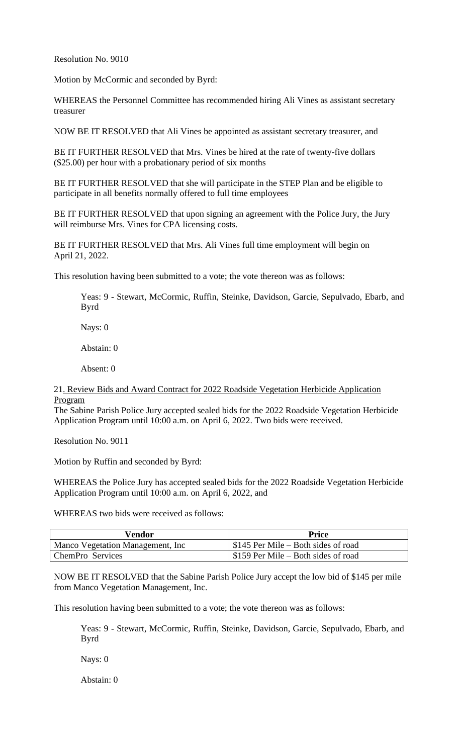Resolution No. 9010

Motion by McCormic and seconded by Byrd:

WHEREAS the Personnel Committee has recommended hiring Ali Vines as assistant secretary treasurer

NOW BE IT RESOLVED that Ali Vines be appointed as assistant secretary treasurer, and

BE IT FURTHER RESOLVED that Mrs. Vines be hired at the rate of twenty-five dollars ($25.00) per hour with a probationary period of six months

BE IT FURTHER RESOLVED that she will participate in the STEP Plan and be eligible to participate in all benefits normally offered to full time employees

BE IT FURTHER RESOLVED that upon signing an agreement with the Police Jury, the Jury will reimburse Mrs. Vines for CPA licensing costs.

BE IT FURTHER RESOLVED that Mrs. Ali Vines full time employment will begin on April 21, 2022.

This resolution having been submitted to a vote; the vote thereon was as follows:

Yeas: 9 - Stewart, McCormic, Ruffin, Steinke, Davidson, Garcie, Sepulvado, Ebarb, and Byrd

Nays: 0

Abstain: 0

Absent: 0

21. Review Bids and Award Contract for 2022 Roadside Vegetation Herbicide Application Program

The Sabine Parish Police Jury accepted sealed bids for the 2022 Roadside Vegetation Herbicide Application Program until 10:00 a.m. on April 6, 2022. Two bids were received.

Resolution No. 9011

Motion by Ruffin and seconded by Byrd:

WHEREAS the Police Jury has accepted sealed bids for the 2022 Roadside Vegetation Herbicide Application Program until 10:00 a.m. on April 6, 2022, and

WHEREAS two bids were received as follows:

| Vendor | Price |
|---|---|
| Manco Vegetation Management, Inc | $145 Per Mile – Both sides of road |
| ChemPro Services | $159 Per Mile – Both sides of road |

NOW BE IT RESOLVED that the Sabine Parish Police Jury accept the low bid of $145 per mile from Manco Vegetation Management, Inc.

This resolution having been submitted to a vote; the vote thereon was as follows:

Yeas: 9 - Stewart, McCormic, Ruffin, Steinke, Davidson, Garcie, Sepulvado, Ebarb, and Byrd

Nays: 0

Abstain: 0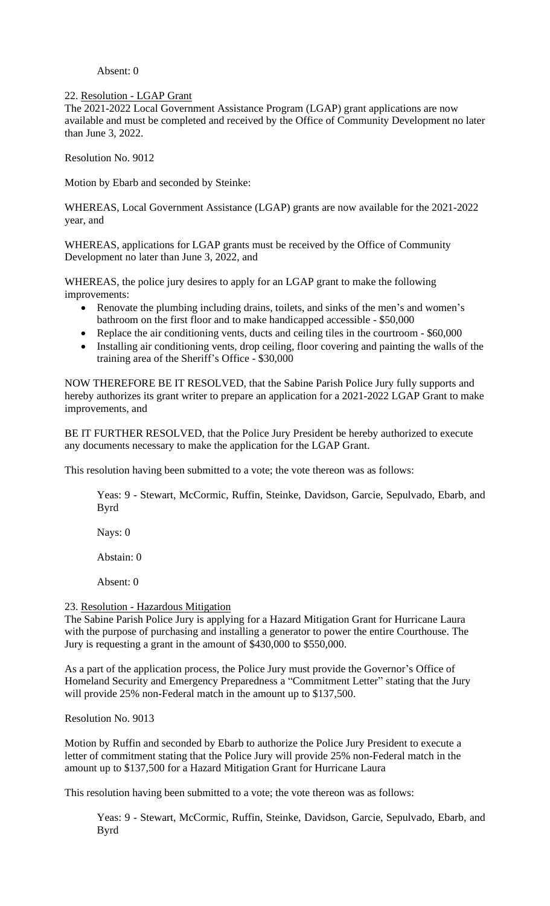Absent: 0

22. Resolution - LGAP Grant

The 2021-2022 Local Government Assistance Program (LGAP) grant applications are now available and must be completed and received by the Office of Community Development no later than June 3, 2022.

Resolution No. 9012

Motion by Ebarb and seconded by Steinke:

WHEREAS, Local Government Assistance (LGAP) grants are now available for the 2021-2022 year, and

WHEREAS, applications for LGAP grants must be received by the Office of Community Development no later than June 3, 2022, and

WHEREAS, the police jury desires to apply for an LGAP grant to make the following improvements:

- Renovate the plumbing including drains, toilets, and sinks of the men's and women's bathroom on the first floor and to make handicapped accessible - $50,000
- Replace the air conditioning vents, ducts and ceiling tiles in the courtroom - $60,000
- Installing air conditioning vents, drop ceiling, floor covering and painting the walls of the training area of the Sheriff's Office - $30,000

NOW THEREFORE BE IT RESOLVED, that the Sabine Parish Police Jury fully supports and hereby authorizes its grant writer to prepare an application for a 2021-2022 LGAP Grant to make improvements, and

BE IT FURTHER RESOLVED, that the Police Jury President be hereby authorized to execute any documents necessary to make the application for the LGAP Grant.

This resolution having been submitted to a vote; the vote thereon was as follows:

Yeas: 9 - Stewart, McCormic, Ruffin, Steinke, Davidson, Garcie, Sepulvado, Ebarb, and Byrd

Nays: 0

Abstain: 0

Absent: 0

23. Resolution - Hazardous Mitigation

The Sabine Parish Police Jury is applying for a Hazard Mitigation Grant for Hurricane Laura with the purpose of purchasing and installing a generator to power the entire Courthouse. The Jury is requesting a grant in the amount of $430,000 to $550,000.

As a part of the application process, the Police Jury must provide the Governor's Office of Homeland Security and Emergency Preparedness a "Commitment Letter" stating that the Jury will provide 25% non-Federal match in the amount up to $137,500.

Resolution No. 9013

Motion by Ruffin and seconded by Ebarb to authorize the Police Jury President to execute a letter of commitment stating that the Police Jury will provide 25% non-Federal match in the amount up to $137,500 for a Hazard Mitigation Grant for Hurricane Laura

This resolution having been submitted to a vote; the vote thereon was as follows:

Yeas: 9 - Stewart, McCormic, Ruffin, Steinke, Davidson, Garcie, Sepulvado, Ebarb, and Byrd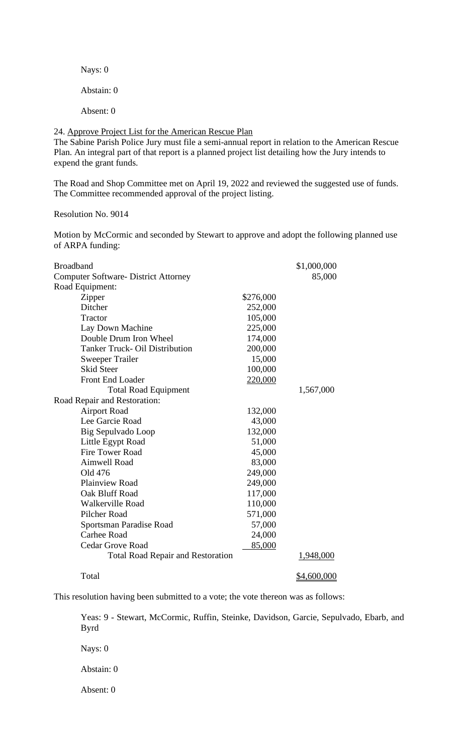Nays: 0

Abstain: 0

Absent: 0

24. <u>Approve Project List for the American Rescue Plan</u>

The Sabine Parish Police Jury must file a semi-annual report in relation to the American Rescue Plan. An integral part of that report is a planned project list detailing how the Jury intends to expend the grant funds.

The Road and Shop Committee met on April 19, 2022 and reviewed the suggested use of funds. The Committee recommended approval of the project listing.

Resolution No. 9014

Motion by McCormic and seconded by Stewart to approve and adopt the following planned use of ARPA funding:

| | | |
|---|---|---|
| Broadband | | \$1,000,000 |
| Computer Software- District Attorney | | 85,000 |
| Road Equipment: | | |
| Zipper | \$276,000 | |
| Ditcher | 252,000 | |
| Tractor | 105,000 | |
| Lay Down Machine | 225,000 | |
| Double Drum Iron Wheel | 174,000 | |
| Tanker Truck- Oil Distribution | 200,000 | |
| Sweeper Trailer | 15,000 | |
| Skid Steer | 100,000 | |
| Front End Loader | 220,000 | |
| Total Road Equipment | | 1,567,000 |
| Road Repair and Restoration: | | |
| Airport Road | 132,000 | |
| Lee Garcie Road | 43,000 | |
| Big Sepulvado Loop | 132,000 | |
| Little Egypt Road | 51,000 | |
| Fire Tower Road | 45,000 | |
| Aimwell Road | 83,000 | |
| Old 476 | 249,000 | |
| Plainview Road | 249,000 | |
| Oak Bluff Road | 117,000 | |
| Walkerville Road | 110,000 | |
| Pilcher Road | 571,000 | |
| Sportsman Paradise Road | 57,000 | |
| Carhee Road | 24,000 | |
| Cedar Grove Road | 85,000 | |
| Total Road Repair and Restoration | | 1,948,000 |
| Total | | \$4,600,000 |

This resolution having been submitted to a vote; the vote thereon was as follows:

Yeas: 9 - Stewart, McCormic, Ruffin, Steinke, Davidson, Garcie, Sepulvado, Ebarb, and Byrd

Nays: 0

Abstain: 0

Absent: 0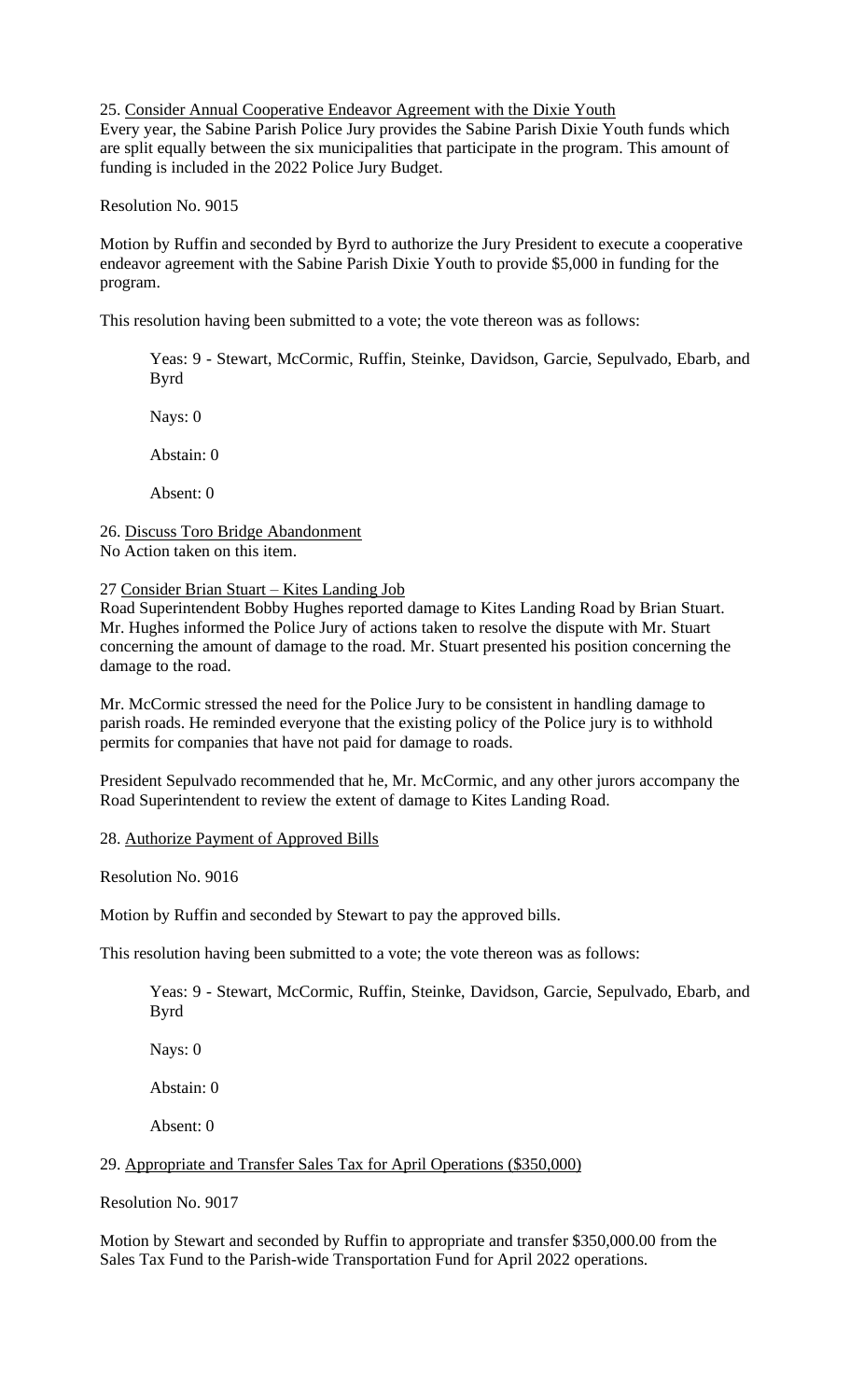25. <u>Consider Annual Cooperative Endeavor Agreement with the Dixie Youth</u>
Every year, the Sabine Parish Police Jury provides the Sabine Parish Dixie Youth funds which are split equally between the six municipalities that participate in the program. This amount of funding is included in the 2022 Police Jury Budget.

Resolution No. 9015

Motion by Ruffin and seconded by Byrd to authorize the Jury President to execute a cooperative endeavor agreement with the Sabine Parish Dixie Youth to provide $5,000 in funding for the program.

This resolution having been submitted to a vote; the vote thereon was as follows:

> Yeas: 9 - Stewart, McCormic, Ruffin, Steinke, Davidson, Garcie, Sepulvado, Ebarb, and Byrd
>
> Nays: 0
>
> Abstain: 0
>
> Absent: 0

26. <u>Discuss Toro Bridge Abandonment</u>
No Action taken on this item.

27 <u>Consider Brian Stuart – Kites Landing Job</u>
Road Superintendent Bobby Hughes reported damage to Kites Landing Road by Brian Stuart. Mr. Hughes informed the Police Jury of actions taken to resolve the dispute with Mr. Stuart concerning the amount of damage to the road. Mr. Stuart presented his position concerning the damage to the road.

Mr. McCormic stressed the need for the Police Jury to be consistent in handling damage to parish roads. He reminded everyone that the existing policy of the Police jury is to withhold permits for companies that have not paid for damage to roads.

President Sepulvado recommended that he, Mr. McCormic, and any other jurors accompany the Road Superintendent to review the extent of damage to Kites Landing Road.

28. <u>Authorize Payment of Approved Bills</u>

Resolution No. 9016

Motion by Ruffin and seconded by Stewart to pay the approved bills.

This resolution having been submitted to a vote; the vote thereon was as follows:

> Yeas: 9 - Stewart, McCormic, Ruffin, Steinke, Davidson, Garcie, Sepulvado, Ebarb, and Byrd
>
> Nays: 0
>
> Abstain: 0
>
> Absent: 0

29. <u>Appropriate and Transfer Sales Tax for April Operations ($350,000)</u>

Resolution No. 9017

Motion by Stewart and seconded by Ruffin to appropriate and transfer $350,000.00 from the Sales Tax Fund to the Parish-wide Transportation Fund for April 2022 operations.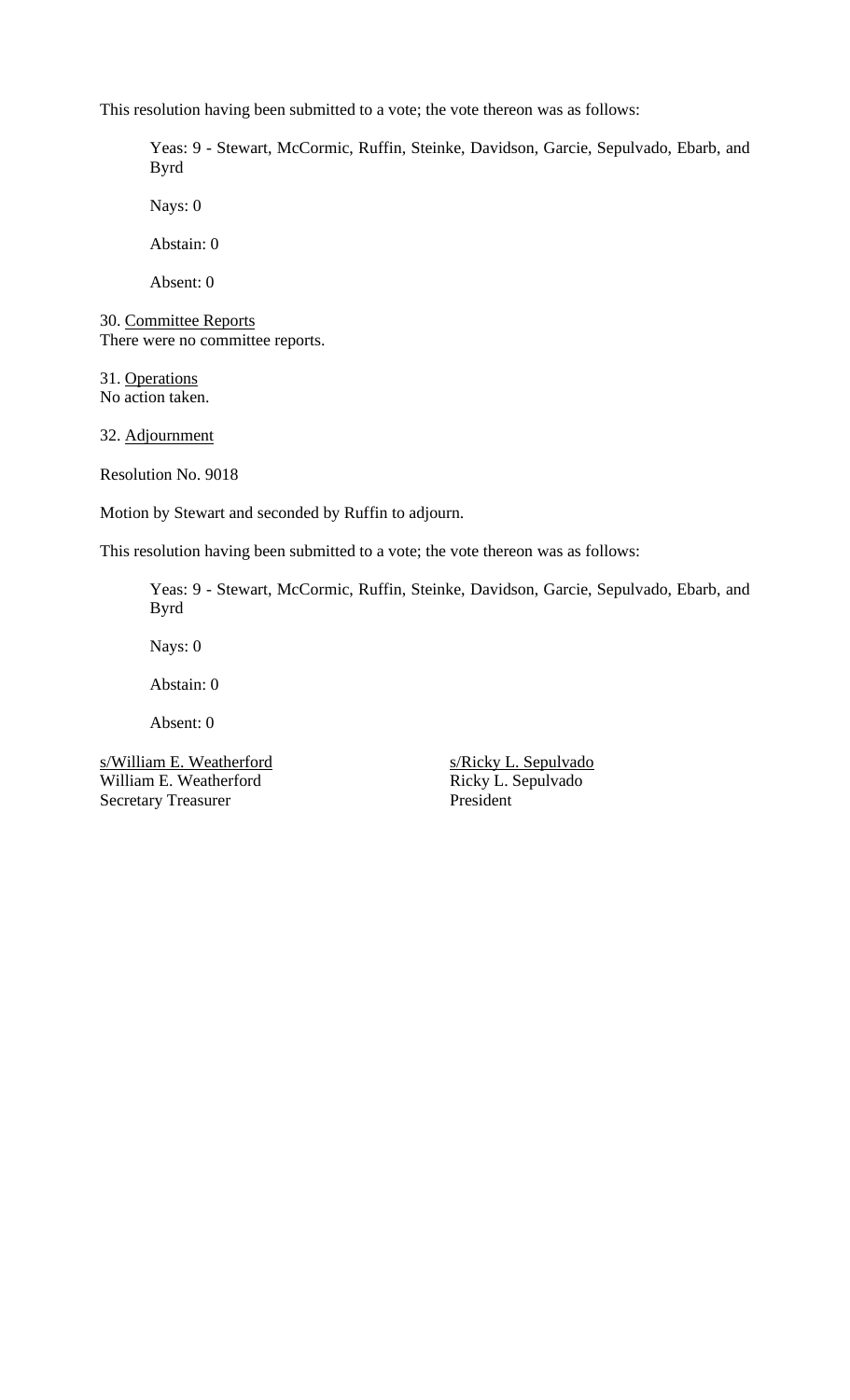This resolution having been submitted to a vote; the vote thereon was as follows:

> Yeas: 9 - Stewart, McCormic, Ruffin, Steinke, Davidson, Garcie, Sepulvado, Ebarb, and Byrd
>
> Nays: 0
>
> Abstain: 0
>
> Absent: 0

30. Committee Reports
There were no committee reports.

31. Operations
No action taken.

32. Adjournment

Resolution No. 9018

Motion by Stewart and seconded by Ruffin to adjourn.

This resolution having been submitted to a vote; the vote thereon was as follows:

> Yeas: 9 - Stewart, McCormic, Ruffin, Steinke, Davidson, Garcie, Sepulvado, Ebarb, and Byrd
>
> Nays: 0
>
> Abstain: 0
>
> Absent: 0

s/William E. Weatherford
William E. Weatherford
Secretary Treasurer

s/Ricky L. Sepulvado
Ricky L. Sepulvado
President